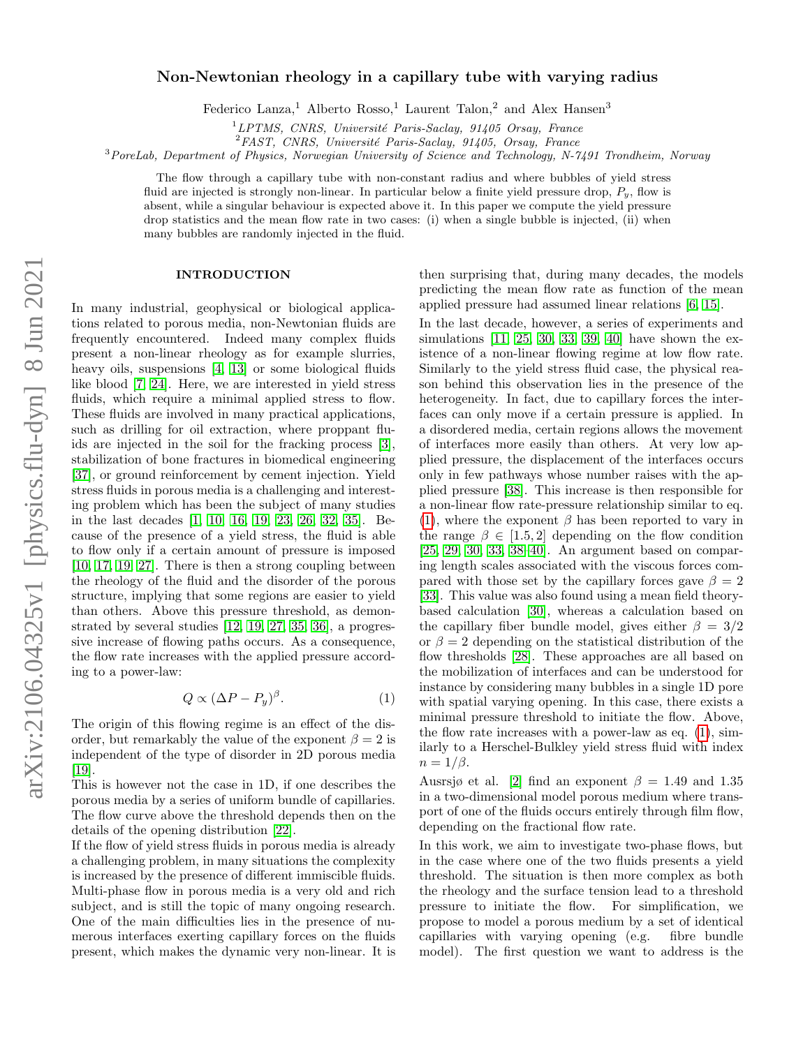# Non-Newtonian rheology in a capillary tube with varying radius

Federico Lanza,[1] Alberto Rosso,[1] Laurent Talon,[2] and Alex Hansen[3]

[1] *LPTMS, CNRS, Université Paris-Saclay, 91405 Orsay, France*
[2] *FAST, CNRS, Université Paris-Saclay, 91405, Orsay, France*
[3] *PoreLab, Department of Physics, Norwegian University of Science and Technology, N-7491 Trondheim, Norway*

The flow through a capillary tube with non-constant radius and where bubbles of yield stress fluid are injected is strongly non-linear. In particular below a finite yield pressure drop, $P_y$, flow is absent, while a singular behaviour is expected above it. In this paper we compute the yield pressure drop statistics and the mean flow rate in two cases: (i) when a single bubble is injected, (ii) when many bubbles are randomly injected in the fluid.

## INTRODUCTION

In many industrial, geophysical or biological applications related to porous media, non-Newtonian fluids are frequently encountered. Indeed many complex fluids present a non-linear rheology as for example slurries, heavy oils, suspensions [4, 13] or some biological fluids like blood [7, 24]. Here, we are interested in yield stress fluids, which require a minimal applied stress to flow. These fluids are involved in many practical applications, such as drilling for oil extraction, where proppant fluids are injected in the soil for the fracking process [3], stabilization of bone fractures in biomedical engineering [37], or ground reinforcement by cement injection. Yield stress fluids in porous media is a challenging and interesting problem which has been the subject of many studies in the last decades [1, 10, 16, 19, 23, 26, 32, 35]. Because of the presence of a yield stress, the fluid is able to flow only if a certain amount of pressure is imposed [10, 17, 19, 27]. There is then a strong coupling between the rheology of the fluid and the disorder of the porous structure, implying that some regions are easier to yield than others. Above this pressure threshold, as demonstrated by several studies [12, 19, 27, 35, 36], a progressive increase of flowing paths occurs. As a consequence, the flow rate increases with the applied pressure according to a power-law:

$$Q \propto (\Delta P - P_y)^{\beta}. \tag{1}$$

The origin of this flowing regime is an effect of the disorder, but remarkably the value of the exponent $\beta = 2$ is independent of the type of disorder in 2D porous media [19].

This is however not the case in 1D, if one describes the porous media by a series of uniform bundle of capillaries. The flow curve above the threshold depends then on the details of the opening distribution [22].

If the flow of yield stress fluids in porous media is already a challenging problem, in many situations the complexity is increased by the presence of different immiscible fluids. Multi-phase flow in porous media is a very old and rich subject, and is still the topic of many ongoing research. One of the main difficulties lies in the presence of numerous interfaces exerting capillary forces on the fluids present, which makes the dynamic very non-linear. It is then surprising that, during many decades, the models predicting the mean flow rate as function of the mean applied pressure had assumed linear relations [6, 15].

In the last decade, however, a series of experiments and simulations [11, 25, 30, 33, 39, 40] have shown the existence of a non-linear flowing regime at low flow rate. Similarly to the yield stress fluid case, the physical reason behind this observation lies in the presence of the heterogeneity. In fact, due to capillary forces the interfaces can only move if a certain pressure is applied. In a disordered media, certain regions allows the movement of interfaces more easily than others. At very low applied pressure, the displacement of the interfaces occurs only in few pathways whose number raises with the applied pressure [38]. This increase is then responsible for a non-linear flow rate-pressure relationship similar to eq. (1), where the exponent $\beta$ has been reported to vary in the range $\beta \in [1.5, 2]$ depending on the flow condition [25, 29, 30, 33, 38, 40]. An argument based on comparing length scales associated with the viscous forces compared with those set by the capillary forces gave $\beta = 2$ [33]. This value was also found using a mean field theory-based calculation [30], whereas a calculation based on the capillary fiber bundle model, gives either $\beta = 3/2$ or $\beta = 2$ depending on the statistical distribution of the flow thresholds [28]. These approaches are all based on the mobilization of interfaces and can be understood for instance by considering many bubbles in a single 1D pore with spatial varying opening. In this case, there exists a minimal pressure threshold to initiate the flow. Above, the flow rate increases with a power-law as eq. (1), similarly to a Herschel-Bulkley yield stress fluid with index $n = 1/\beta$.

Aursjø et al. [2] find an exponent $\beta = 1.49$ and 1.35 in a two-dimensional model porous medium where transport of one of the fluids occurs entirely through film flow, depending on the fractional flow rate.

In this work, we aim to investigate two-phase flows, but in the case where one of the two fluids presents a yield threshold. The situation is then more complex as both the rheology and the surface tension lead to a threshold pressure to initiate the flow. For simplification, we propose to model a porous medium by a set of identical capillaries with varying opening (e.g. fibre bundle model). The first question we want to address is the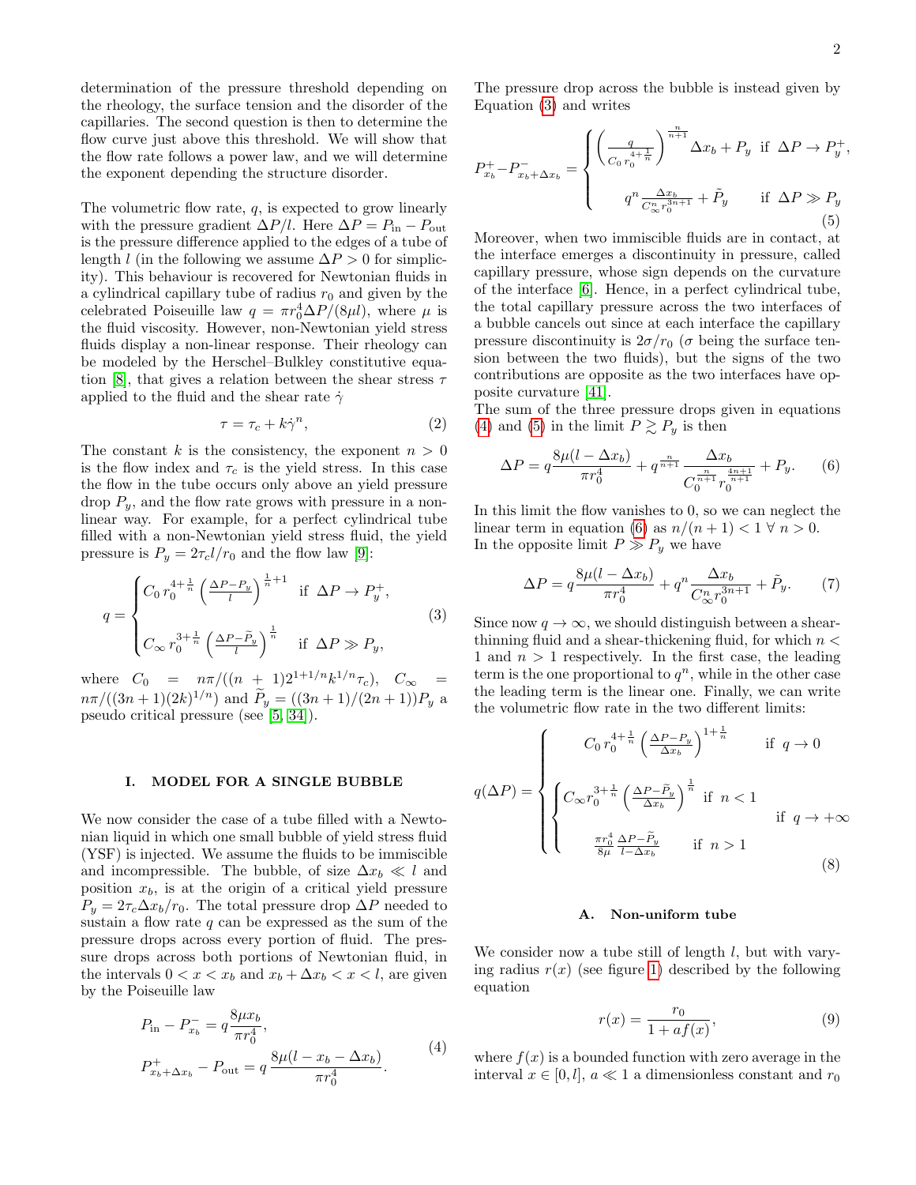determination of the pressure threshold depending on the rheology, the surface tension and the disorder of the capillaries. The second question is then to determine the flow curve just above this threshold. We will show that the flow rate follows a power law, and we will determine the exponent depending the structure disorder.

The volumetric flow rate, $q$, is expected to grow linearly with the pressure gradient $\Delta P/l$. Here $\Delta P = P_{\rm in} - P_{\rm out}$ is the pressure difference applied to the edges of a tube of length $l$ (in the following we assume $\Delta P > 0$ for simplicity). This behaviour is recovered for Newtonian fluids in a cylindrical capillary tube of radius $r_0$ and given by the celebrated Poiseuille law $q = \pi r_0^4 \Delta P/(8\mu l)$, where $\mu$ is the fluid viscosity. However, non-Newtonian yield stress fluids display a non-linear response. Their rheology can be modeled by the Herschel–Bulkley constitutive equation [8], that gives a relation between the shear stress $\tau$ applied to the fluid and the shear rate $\dot\gamma$

$$\tau = \tau_c + k\dot\gamma^n, \tag{2}$$

The constant $k$ is the consistency, the exponent $n > 0$ is the flow index and $\tau_c$ is the yield stress. In this case the flow in the tube occurs only above an yield pressure drop $P_y$, and the flow rate grows with pressure in a non-linear way. For example, for a perfect cylindrical tube filled with a non-Newtonian yield stress fluid, the yield pressure is $P_y = 2\tau_c l/r_0$ and the flow law [9]:

$$q = \begin{cases} C_0\, r_0^{4+\frac{1}{n}} \left(\frac{\Delta P - P_y}{l}\right)^{\frac{1}{n}+1} & \text{if } \Delta P \to P_y^+, \\ \\ C_\infty\, r_0^{3+\frac{1}{n}} \left(\frac{\Delta P - \widetilde{P}_y}{l}\right)^{\frac{1}{n}} & \text{if } \Delta P \gg P_y, \end{cases} \tag{3}$$

where $C_0 = n\pi/((n+1)2^{1+1/n}k^{1/n}\tau_c)$, $C_\infty = n\pi/((3n+1)(2k)^{1/n})$ and $\widetilde{P}_y = ((3n+1)/(2n+1))P_y$ a pseudo critical pressure (see [5, 34]).

## I. MODEL FOR A SINGLE BUBBLE

We now consider the case of a tube filled with a Newtonian liquid in which one small bubble of yield stress fluid (YSF) is injected. We assume the fluids to be immiscible and incompressible. The bubble, of size $\Delta x_b \ll l$ and position $x_b$, is at the origin of a critical yield pressure $P_y = 2\tau_c \Delta x_b/r_0$. The total pressure drop $\Delta P$ needed to sustain a flow rate $q$ can be expressed as the sum of the pressure drops across every portion of fluid. The pressure drops across both portions of Newtonian fluid, in the intervals $0 < x < x_b$ and $x_b + \Delta x_b < x < l$, are given by the Poiseuille law

$$\begin{aligned} P_{\rm in} - P^-_{x_b} &= q\frac{8\mu x_b}{\pi r_0^4}, \\ P^+_{x_b+\Delta x_b} - P_{\rm out} &= q\,\frac{8\mu(l - x_b - \Delta x_b)}{\pi r_0^4}. \end{aligned} \tag{4}$$

The pressure drop across the bubble is instead given by Equation (3) and writes

$$P^+_{x_b} - P^-_{x_b+\Delta x_b} = \begin{cases} \left(\frac{q}{C_0\, r_0^{4+\frac{1}{n}}}\right)^{\frac{n}{n+1}} \Delta x_b + P_y & \text{if } \Delta P \to P_y^+, \\ \\ q^n \frac{\Delta x_b}{C_\infty^n\, r_0^{3n+1}} + \tilde{P}_y & \text{if } \Delta P \gg P_y \end{cases} \tag{5}$$

Moreover, when two immiscible fluids are in contact, at the interface emerges a discontinuity in pressure, called capillary pressure, whose sign depends on the curvature of the interface [6]. Hence, in a perfect cylindrical tube, the total capillary pressure across the two interfaces of a bubble cancels out since at each interface the capillary pressure discontinuity is $2\sigma/r_0$ ($\sigma$ being the surface tension between the two fluids), but the signs of the two contributions are opposite as the two interfaces have opposite curvature [41].

The sum of the three pressure drops given in equations (4) and (5) in the limit $P \gtrsim P_y$ is then

$$\Delta P = q\frac{8\mu(l - \Delta x_b)}{\pi r_0^4} + q^{\frac{n}{n+1}} \frac{\Delta x_b}{C_0^{\frac{n}{n+1}}\, r_0^{\frac{4n+1}{n+1}}} + P_y. \tag{6}$$

In this limit the flow vanishes to 0, so we can neglect the linear term in equation (6) as $n/(n+1) < 1\ \forall\ n > 0$.

In the opposite limit $P \gg P_y$ we have

$$\Delta P = q\frac{8\mu(l - \Delta x_b)}{\pi r_0^4} + q^n \frac{\Delta x_b}{C_\infty^n\, r_0^{3n+1}} + \tilde{P}_y. \tag{7}$$

Since now $q \to \infty$, we should distinguish between a shear-thinning fluid and a shear-thickening fluid, for which $n < 1$ and $n > 1$ respectively. In the first case, the leading term is the one proportional to $q^n$, while in the other case the leading term is the linear one. Finally, we can write the volumetric flow rate in the two different limits:

$$q(\Delta P) = \begin{cases} C_0\, r_0^{4+\frac{1}{n}} \left(\frac{\Delta P - P_y}{\Delta x_b}\right)^{1+\frac{1}{n}} & \text{if } q \to 0 \\ \\ \begin{cases} C_\infty r_0^{3+\frac{1}{n}} \left(\frac{\Delta P - \tilde{P}_y}{\Delta x_b}\right)^{\frac{1}{n}} & \text{if } n < 1 \\ \\ \frac{\pi r_0^4}{8\mu}\, \frac{\Delta P - \tilde{P}_y}{l - \Delta x_b} & \text{if } n > 1 \end{cases} & \text{if } q \to +\infty \end{cases} \tag{8}$$

### A. Non-uniform tube

We consider now a tube still of length $l$, but with varying radius $r(x)$ (see figure 1) described by the following equation

$$r(x) = \frac{r_0}{1 + af(x)}, \tag{9}$$

where $f(x)$ is a bounded function with zero average in the interval $x \in [0, l]$, $a \ll 1$ a dimensionless constant and $r_0$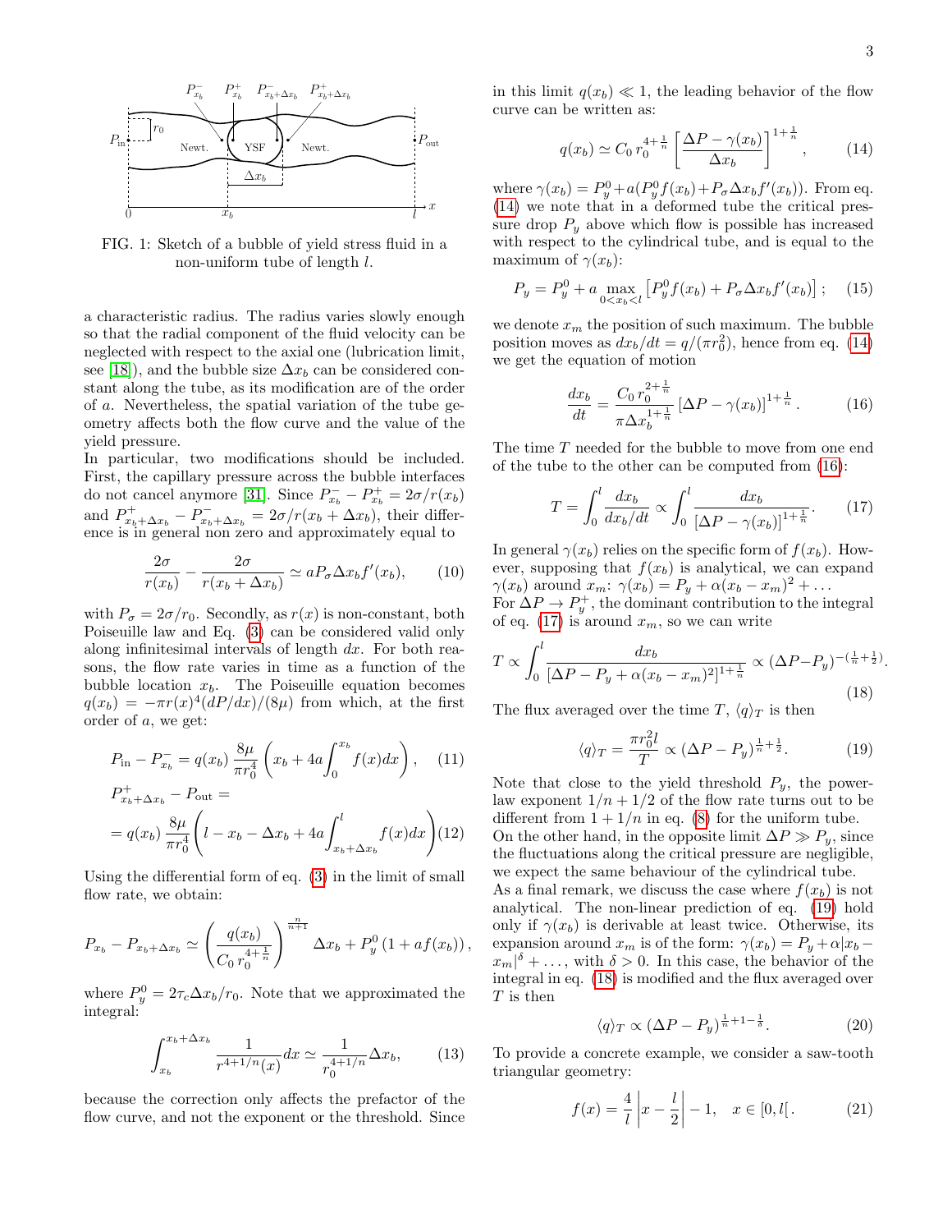FIG. 1: Sketch of a bubble of yield stress fluid in a non-uniform tube of length $l$.

a characteristic radius. The radius varies slowly enough so that the radial component of the fluid velocity can be neglected with respect to the axial one (lubrication limit, see [18]), and the bubble size $\Delta x_b$ can be considered constant along the tube, as its modification are of the order of $a$. Nevertheless, the spatial variation of the tube geometry affects both the flow curve and the value of the yield pressure.

In particular, two modifications should be included. First, the capillary pressure across the bubble interfaces do not cancel anymore [31]. Since $P^-_{x_b} - P^+_{x_b} = 2\sigma/r(x_b)$ and $P^+_{x_b+\Delta x_b} - P^-_{x_b+\Delta x_b} = 2\sigma/r(x_b + \Delta x_b)$, their difference is in general non zero and approximately equal to

$$\frac{2\sigma}{r(x_b)} - \frac{2\sigma}{r(x_b + \Delta x_b)} \simeq a P_\sigma \Delta x_b f'(x_b), \qquad (10)$$

with $P_\sigma = 2\sigma/r_0$. Secondly, as $r(x)$ is non-constant, both Poiseuille law and Eq. (3) can be considered valid only along infinitesimal intervals of length $dx$. For both reasons, the flow rate varies in time as a function of the bubble location $x_b$. The Poiseuille equation becomes $q(x_b) = -\pi r(x)^4 (dP/dx)/(8\mu)$ from which, at the first order of $a$, we get:

$$P_{\text{in}} - P^-_{x_b} = q(x_b)\, \frac{8\mu}{\pi r_0^4} \left( x_b + 4a \int_0^{x_b} f(x) dx \right), \qquad (11)$$

$$P^+_{x_b+\Delta x_b} - P_{\text{out}} = = q(x_b)\, \frac{8\mu}{\pi r_0^4} \left( l - x_b - \Delta x_b + 4a \int_{x_b+\Delta x_b}^{l} f(x) dx \right) \qquad (12)$$

Using the differential form of eq. (3) in the limit of small flow rate, we obtain:

$$P_{x_b} - P_{x_b+\Delta x_b} \simeq \left( \frac{q(x_b)}{C_0\, r_0^{4+\frac{1}{n}}} \right)^{\frac{n}{n+1}} \Delta x_b + P^0_y \left(1 + a f(x_b)\right),$$

where $P^0_y = 2\tau_c \Delta x_b / r_0$. Note that we approximated the integral:

$$\int_{x_b}^{x_b+\Delta x_b} \frac{1}{r^{4+1/n}(x)} dx \simeq \frac{1}{r_0^{4+1/n}} \Delta x_b, \qquad (13)$$

because the correction only affects the prefactor of the flow curve, and not the exponent or the threshold. Since in this limit $q(x_b) \ll 1$, the leading behavior of the flow curve can be written as:

$$q(x_b) \simeq C_0\, r_0^{4+\frac{1}{n}} \left[ \frac{\Delta P - \gamma(x_b)}{\Delta x_b} \right]^{1+\frac{1}{n}}, \qquad (14)$$

where $\gamma(x_b) = P^0_y + a(P^0_y f(x_b) + P_\sigma \Delta x_b f'(x_b))$. From eq. (14) we note that in a deformed tube the critical pressure drop $P_y$ above which flow is possible has increased with respect to the cylindrical tube, and is equal to the maximum of $\gamma(x_b)$:

$$P_y = P^0_y + a \max_{0<x_b<l} \left[ P^0_y f(x_b) + P_\sigma \Delta x_b f'(x_b) \right]; \qquad (15)$$

we denote $x_m$ the position of such maximum. The bubble position moves as $dx_b/dt = q/(\pi r_0^2)$, hence from eq. (14) we get the equation of motion

$$\frac{dx_b}{dt} = \frac{C_0\, r_0^{2+\frac{1}{n}}}{\pi \Delta x_b^{1+\frac{1}{n}}} \left[ \Delta P - \gamma(x_b) \right]^{1+\frac{1}{n}}. \qquad (16)$$

The time $T$ needed for the bubble to move from one end of the tube to the other can be computed from (16):

$$T = \int_0^l \frac{dx_b}{dx_b/dt} \propto \int_0^l \frac{dx_b}{\left[\Delta P - \gamma(x_b)\right]^{1+\frac{1}{n}}}. \qquad (17)$$

In general $\gamma(x_b)$ relies on the specific form of $f(x_b)$. However, supposing that $f(x_b)$ is analytical, we can expand $\gamma(x_b)$ around $x_m$: $\gamma(x_b) = P_y + \alpha(x_b - x_m)^2 + \dots$

For $\Delta P \to P^+_y$, the dominant contribution to the integral of eq. (17) is around $x_m$, so we can write

$$T \propto \int_0^l \frac{dx_b}{\left[\Delta P - P_y + \alpha(x_b - x_m)^2\right]^{1+\frac{1}{n}}} \propto (\Delta P - P_y)^{-(\frac{1}{n}+\frac{1}{2})}. \qquad (18)$$

The flux averaged over the time $T$, $\langle q \rangle_T$ is then

$$\langle q \rangle_T = \frac{\pi r_0^2 l}{T} \propto (\Delta P - P_y)^{\frac{1}{n}+\frac{1}{2}}. \qquad (19)$$

Note that close to the yield threshold $P_y$, the power-law exponent $1/n + 1/2$ of the flow rate turns out to be different from $1 + 1/n$ in eq. (8) for the uniform tube. On the other hand, in the opposite limit $\Delta P \gg P_y$, since the fluctuations along the critical pressure are negligible, we expect the same behaviour of the cylindrical tube.

As a final remark, we discuss the case where $f(x_b)$ is not analytical. The non-linear prediction of eq. (19) hold only if $\gamma(x_b)$ is derivable at least twice. Otherwise, its expansion around $x_m$ is of the form: $\gamma(x_b) = P_y + \alpha|x_b - x_m|^\delta + \dots$, with $\delta > 0$. In this case, the behavior of the integral in eq. (18) is modified and the flux averaged over $T$ is then

$$\langle q \rangle_T \propto (\Delta P - P_y)^{\frac{1}{n}+1-\frac{1}{\delta}}. \qquad (20)$$

To provide a concrete example, we consider a saw-tooth triangular geometry:

$$f(x) = \frac{4}{l} \left| x - \frac{l}{2} \right| - 1, \quad x \in [0, l[\,. \qquad (21)$$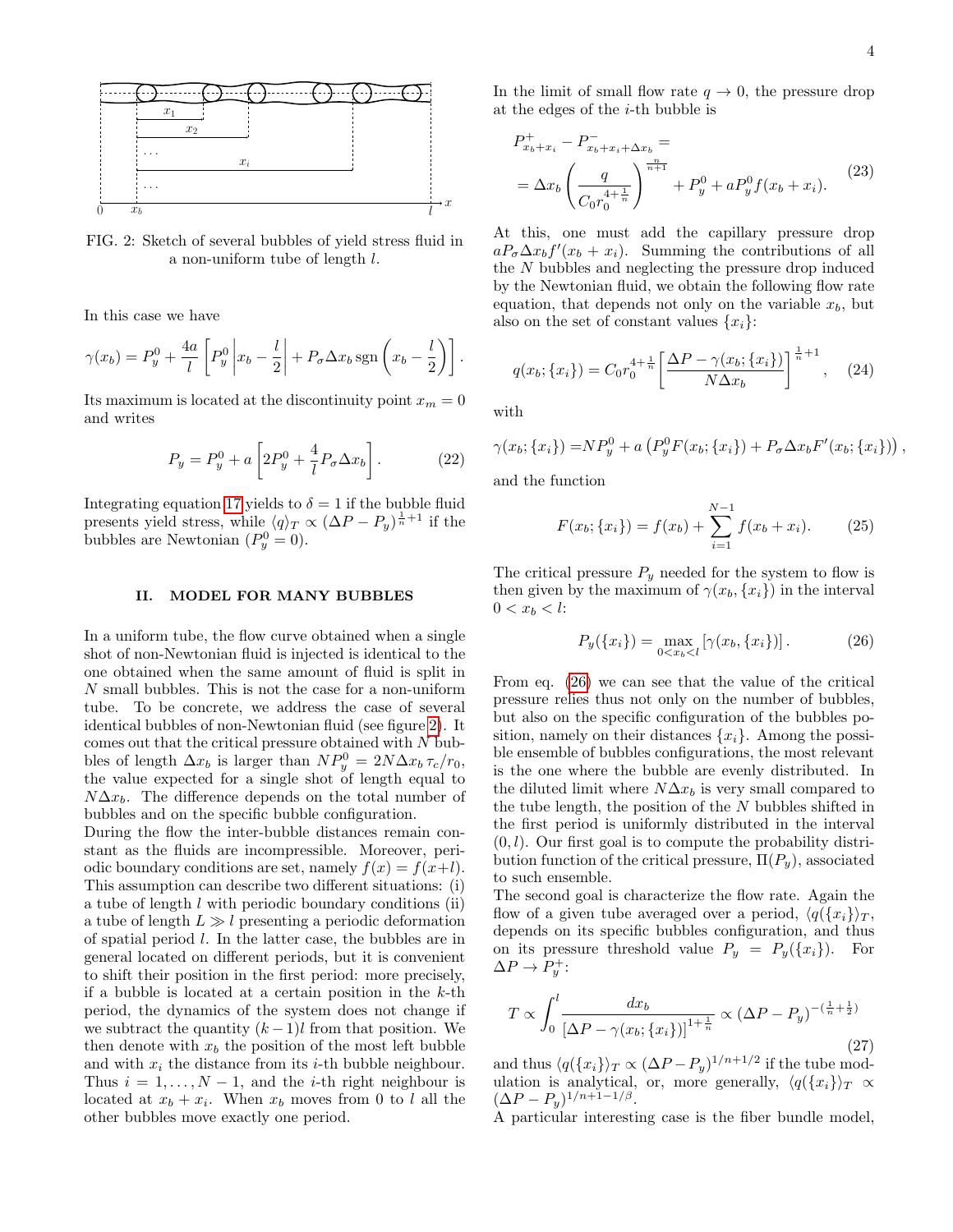FIG. 2: Sketch of several bubbles of yield stress fluid in a non-uniform tube of length $l$.

In this case we have

$$\gamma(x_b) = P_y^0 + \frac{4a}{l}\left[P_y^0\left|x_b - \frac{l}{2}\right| + P_\sigma \Delta x_b \,\mathrm{sgn}\left(x_b - \frac{l}{2}\right)\right].$$

Its maximum is located at the discontinuity point $x_m = 0$ and writes

$$P_y = P_y^0 + a\left[2P_y^0 + \frac{4}{l}P_\sigma \Delta x_b\right]. \tag{22}$$

Integrating equation 17 yields to $\delta = 1$ if the bubble fluid presents yield stress, while $\langle q \rangle_T \propto (\Delta P - P_y)^{\frac{1}{n}+1}$ if the bubbles are Newtonian ($P_y^0 = 0$).

## II. MODEL FOR MANY BUBBLES

In a uniform tube, the flow curve obtained when a single shot of non-Newtonian fluid is injected is identical to the one obtained when the same amount of fluid is split in $N$ small bubbles. This is not the case for a non-uniform tube. To be concrete, we address the case of several identical bubbles of non-Newtonian fluid (see figure 2). It comes out that the critical pressure obtained with $N$ bubbles of length $\Delta x_b$ is larger than $NP_y^0 = 2N\Delta x_b \tau_c/r_0$, the value expected for a single shot of length equal to $N\Delta x_b$. The difference depends on the total number of bubbles and on the specific bubble configuration.

During the flow the inter-bubble distances remain constant as the fluids are incompressible. Moreover, periodic boundary conditions are set, namely $f(x) = f(x+l)$. This assumption can describe two different situations: (i) a tube of length $l$ with periodic boundary conditions (ii) a tube of length $L \gg l$ presenting a periodic deformation of spatial period $l$. In the latter case, the bubbles are in general located on different periods, but it is convenient to shift their position in the first period: more precisely, if a bubble is located at a certain position in the $k$-th period, the dynamics of the system does not change if we subtract the quantity $(k-1)l$ from that position. We then denote with $x_b$ the position of the most left bubble and with $x_i$ the distance from its $i$-th bubble neighbour. Thus $i = 1, \ldots, N-1$, and the $i$-th right neighbour is located at $x_b + x_i$. When $x_b$ moves from 0 to $l$ all the other bubbles move exactly one period.

In the limit of small flow rate $q \to 0$, the pressure drop at the edges of the $i$-th bubble is

$$\begin{aligned} &P^+_{x_b+x_i} - P^-_{x_b+x_i+\Delta x_b} = \\ &= \Delta x_b\left(\frac{q}{C_0 r_0^{4+\frac{1}{n}}}\right)^{\frac{n}{n+1}} + P_y^0 + aP_y^0 f(x_b+x_i). \end{aligned} \tag{23}$$

At this, one must add the capillary pressure drop $aP_\sigma \Delta x_b f'(x_b + x_i)$. Summing the contributions of all the $N$ bubbles and neglecting the pressure drop induced by the Newtonian fluid, we obtain the following flow rate equation, that depends not only on the variable $x_b$, but also on the set of constant values $\{x_i\}$:

$$q(x_b;\{x_i\}) = C_0 r_0^{4+\frac{1}{n}}\left[\frac{\Delta P - \gamma(x_b;\{x_i\})}{N\Delta x_b}\right]^{\frac{1}{n}+1}, \tag{24}$$

with

$$\gamma(x_b;\{x_i\}) = NP_y^0 + a\left(P_y^0 F(x_b;\{x_i\}) + P_\sigma \Delta x_b F'(x_b;\{x_i\})\right),$$

and the function

$$F(x_b;\{x_i\}) = f(x_b) + \sum_{i=1}^{N-1} f(x_b + x_i). \tag{25}$$

The critical pressure $P_y$ needed for the system to flow is then given by the maximum of $\gamma(x_b,\{x_i\})$ in the interval $0 < x_b < l$:

$$P_y(\{x_i\}) = \max_{0<x_b<l}\left[\gamma(x_b,\{x_i\})\right]. \tag{26}$$

From eq. (26) we can see that the value of the critical pressure relies thus not only on the number of bubbles, but also on the specific configuration of the bubbles position, namely on their distances $\{x_i\}$. Among the possible ensemble of bubbles configurations, the most relevant is the one where the bubble are evenly distributed. In the diluted limit where $N\Delta x_b$ is very small compared to the tube length, the position of the $N$ bubbles shifted in the first period is uniformly distributed in the interval $(0, l)$. Our first goal is to compute the probability distribution function of the critical pressure, $\Pi(P_y)$, associated to such ensemble.

The second goal is characterize the flow rate. Again the flow of a given tube averaged over a period, $\langle q(\{x_i\}\rangle_T$, depends on its specific bubbles configuration, and thus on its pressure threshold value $P_y = P_y(\{x_i\})$. For $\Delta P \to P_y^+$:

$$T \propto \int_0^l \frac{dx_b}{\left[\Delta P - \gamma(x_b;\{x_i\})\right]^{1+\frac{1}{n}}} \propto (\Delta P - P_y)^{-(\frac{1}{n}+\frac{1}{2})} \tag{27}$$

and thus $\langle q(\{x_i\}\rangle_T \propto (\Delta P - P_y)^{1/n+1/2}$ if the tube modulation is analytical, or, more generally, $\langle q(\{x_i\}\rangle_T \propto (\Delta P - P_y)^{1/n+1-1/\beta}$.

A particular interesting case is the fiber bundle model,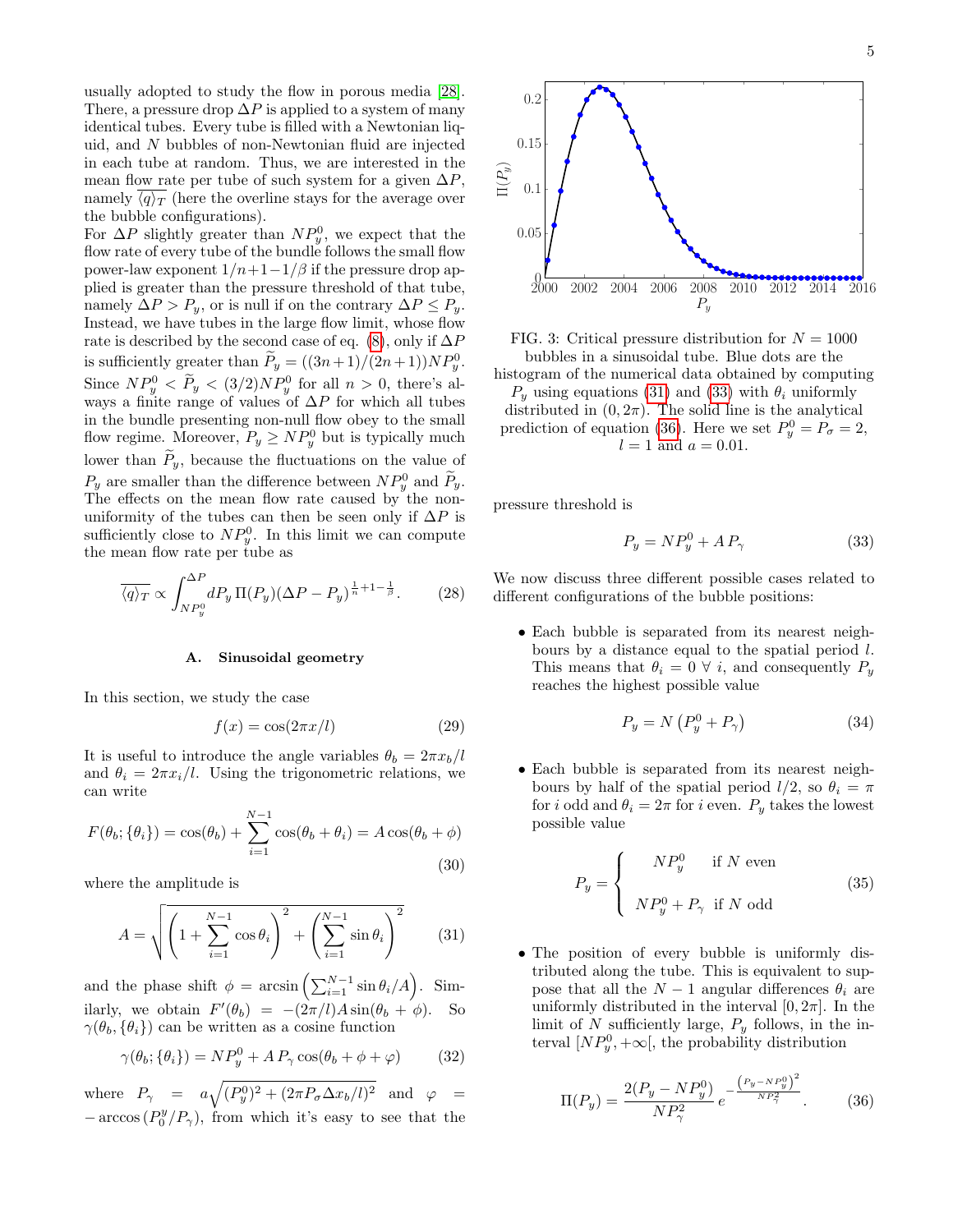usually adopted to study the flow in porous media [28]. There, a pressure drop $\Delta P$ is applied to a system of many identical tubes. Every tube is filled with a Newtonian liquid, and $N$ bubbles of non-Newtonian fluid are injected in each tube at random. Thus, we are interested in the mean flow rate per tube of such system for a given $\Delta P$, namely $\overline{\langle q \rangle_T}$ (here the overline stays for the average over the bubble configurations).

For $\Delta P$ slightly greater than $NP_y^0$, we expect that the flow rate of every tube of the bundle follows the small flow power-law exponent $1/n+1-1/\beta$ if the pressure drop applied is greater than the pressure threshold of that tube, namely $\Delta P > P_y$, or is null if on the contrary $\Delta P \leq P_y$. Instead, we have tubes in the large flow limit, whose flow rate is described by the second case of eq. (8), only if $\Delta P$ is sufficiently greater than $\widetilde{P}_y = ((3n+1)/(2n+1))NP_y^0$. Since $NP_y^0 < \widetilde{P}_y < (3/2)NP_y^0$ for all $n > 0$, there's always a finite range of values of $\Delta P$ for which all tubes in the bundle presenting non-null flow obey to the small flow regime. Moreover, $P_y \geq NP_y^0$ but is typically much lower than $\widetilde{P}_y$, because the fluctuations on the value of $P_y$ are smaller than the difference between $NP_y^0$ and $\widetilde{P}_y$. The effects on the mean flow rate caused by the non-uniformity of the tubes can then be seen only if $\Delta P$ is sufficiently close to $NP_y^0$. In this limit we can compute the mean flow rate per tube as

$$\overline{\langle q \rangle_T} \propto \int_{NP_y^0}^{\Delta P} dP_y \, \Pi(P_y)(\Delta P - P_y)^{\frac{1}{n}+1-\frac{1}{\beta}}. \qquad (28)$$

### A. Sinusoidal geometry

In this section, we study the case

$$f(x) = \cos(2\pi x/l) \qquad (29)$$

It is useful to introduce the angle variables $\theta_b = 2\pi x_b/l$ and $\theta_i = 2\pi x_i/l$. Using the trigonometric relations, we can write

$$F(\theta_b; \{\theta_i\}) = \cos(\theta_b) + \sum_{i=1}^{N-1} \cos(\theta_b + \theta_i) = A\cos(\theta_b + \phi) \qquad (30)$$

where the amplitude is

$$A = \sqrt{\left(1 + \sum_{i=1}^{N-1} \cos\theta_i\right)^2 + \left(\sum_{i=1}^{N-1} \sin\theta_i\right)^2} \qquad (31)$$

and the phase shift $\phi = \arcsin\left(\sum_{i=1}^{N-1} \sin\theta_i / A\right)$. Similarly, we obtain $F'(\theta_b) = -(2\pi/l)A\sin(\theta_b + \phi)$. So $\gamma(\theta_b, \{\theta_i\})$ can be written as a cosine function

$$\gamma(\theta_b; \{\theta_i\}) = NP_y^0 + A\,P_\gamma \cos(\theta_b + \phi + \varphi) \qquad (32)$$

where $P_\gamma = a\sqrt{(P_y^0)^2 + (2\pi P_\sigma \Delta x_b/l)^2}$ and $\varphi = -\arccos\left(P_0^y/P_\gamma\right)$, from which it's easy to see that the pressure threshold is

FIG. 3: Critical pressure distribution for $N = 1000$ bubbles in a sinusoidal tube. Blue dots are the histogram of the numerical data obtained by computing $P_y$ using equations (31) and (33) with $\theta_i$ uniformly distributed in $(0, 2\pi)$. The solid line is the analytical prediction of equation (36). Here we set $P_y^0 = P_\sigma = 2$, $l = 1$ and $a = 0.01$.

$$P_y = NP_y^0 + A\,P_\gamma \qquad (33)$$

We now discuss three different possible cases related to different configurations of the bubble positions:

- Each bubble is separated from its nearest neighbours by a distance equal to the spatial period $l$. This means that $\theta_i = 0 \; \forall \; i$, and consequently $P_y$ reaches the highest possible value

$$P_y = N\left(P_y^0 + P_\gamma\right) \qquad (34)$$

- Each bubble is separated from its nearest neighbours by half of the spatial period $l/2$, so $\theta_i = \pi$ for $i$ odd and $\theta_i = 2\pi$ for $i$ even. $P_y$ takes the lowest possible value

$$P_y = \begin{cases} NP_y^0 & \text{if } N \text{ even} \\ NP_y^0 + P_\gamma & \text{if } N \text{ odd} \end{cases} \qquad (35)$$

- The position of every bubble is uniformly distributed along the tube. This is equivalent to suppose that all the $N-1$ angular differences $\theta_i$ are uniformly distributed in the interval $[0, 2\pi]$. In the limit of $N$ sufficiently large, $P_y$ follows, in the interval $[NP_y^0, +\infty[$, the probability distribution

$$\Pi(P_y) = \frac{2(P_y - NP_y^0)}{NP_\gamma^2} \, e^{-\frac{\left(P_y - NP_y^0\right)^2}{NP_\gamma^2}}. \qquad (36)$$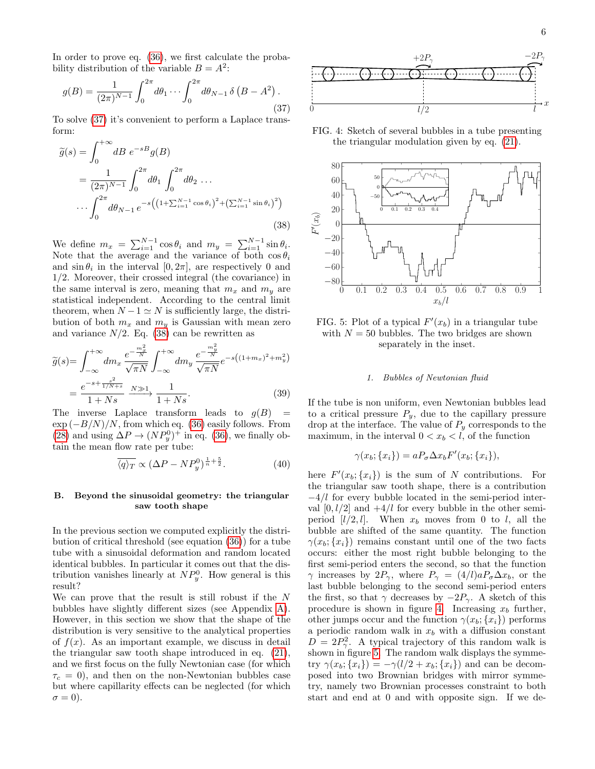In order to prove eq. (36), we first calculate the probability distribution of the variable $B = A^2$:

$$g(B) = \frac{1}{(2\pi)^{N-1}} \int_0^{2\pi} d\theta_1 \cdots \int_0^{2\pi} d\theta_{N-1}\, \delta\left(B - A^2\right). \tag{37}$$

To solve (37) it's convenient to perform a Laplace transform:

$$\begin{aligned}
\widetilde{g}(s) &= \int_0^{+\infty} dB\ e^{-sB} g(B) \\
&= \frac{1}{(2\pi)^{N-1}} \int_0^{2\pi} d\theta_1 \int_0^{2\pi} d\theta_2 \ldots \\
&\cdots \int_0^{2\pi} d\theta_{N-1}\, e^{-s\left(\left(1+\sum_{i=1}^{N-1}\cos\theta_i\right)^2 + \left(\sum_{i=1}^{N-1}\sin\theta_i\right)^2\right)}
\end{aligned} \tag{38}$$

We define $m_x = \sum_{i=1}^{N-1}\cos\theta_i$ and $m_y = \sum_{i=1}^{N-1}\sin\theta_i$. Note that the average and the variance of both $\cos\theta_i$ and $\sin\theta_i$ in the interval $[0, 2\pi]$, are respectively 0 and $1/2$. Moreover, their crossed integral (the covariance) in the same interval is zero, meaning that $m_x$ and $m_y$ are statistical independent. According to the central limit theorem, when $N-1 \simeq N$ is sufficiently large, the distribution of both $m_x$ and $m_y$ is Gaussian with mean zero and variance $N/2$. Eq. (38) can be rewritten as

$$\begin{aligned}
\widetilde{g}(s) &= \int_{-\infty}^{+\infty} dm_x\, \frac{e^{-\frac{m_x^2}{N}}}{\sqrt{\pi N}} \int_{-\infty}^{+\infty} dm_y\, \frac{e^{-\frac{m_y^2}{N}}}{\sqrt{\pi N}} e^{-s\left((1+m_x)^2 + m_y^2\right)} \\
&= \frac{e^{-s+\frac{s^2}{1/N+s}}}{1+Ns} \xrightarrow{N\gg 1} \frac{1}{1+Ns}.
\end{aligned} \tag{39}$$

The inverse Laplace transform leads to $g(B) = \exp(-B/N)/N$, from which eq. (36) easily follows. From (28) and using $\Delta P \to (NP_y^0)^+$ in eq. (36), we finally obtain the mean flow rate per tube:

$$\overline{\langle q \rangle_T} \propto (\Delta P - NP_y^0)^{\frac{1}{n}+\frac{5}{2}}. \tag{40}$$

### B. Beyond the sinusoidal geometry: the triangular saw tooth shape

In the previous section we computed explicitly the distribution of critical threshold (see equation (36)) for a tube tube with a sinusoidal deformation and random located identical bubbles. In particular it comes out that the distribution vanishes linearly at $NP_y^0$. How general is this result?

We can prove that the result is still robust if the $N$ bubbles have slightly different sizes (see Appendix A). However, in this section we show that the shape of the distribution is very sensitive to the analytical properties of $f(x)$. As an important example, we discuss in detail the triangular saw tooth shape introduced in eq. (21), and we first focus on the fully Newtonian case (for which $\tau_c = 0$), and then on the non-Newtonian bubbles case but where capillarity effects can be neglected (for which $\sigma = 0$).

FIG. 4: Sketch of several bubbles in a tube presenting the triangular modulation given by eq. (21).

FIG. 5: Plot of a typical $F'(x_b)$ in a triangular tube with $N = 50$ bubbles. The two bridges are shown separately in the inset.

#### 1. Bubbles of Newtonian fluid

If the tube is non uniform, even Newtonian bubbles lead to a critical pressure $P_y$, due to the capillary pressure drop at the interface. The value of $P_y$ corresponds to the maximum, in the interval $0 < x_b < l$, of the function

$$\gamma(x_b; \{x_i\}) = aP_\sigma \Delta x_b F'(x_b; \{x_i\}),$$

here $F'(x_b; \{x_i\})$ is the sum of $N$ contributions. For the triangular saw tooth shape, there is a contribution $-4/l$ for every bubble located in the semi-period interval $[0, l/2]$ and $+4/l$ for every bubble in the other semi-period $[l/2, l]$. When $x_b$ moves from 0 to $l$, all the bubble are shifted of the same quantity. The function $\gamma(x_b; \{x_i\})$ remains constant until one of the two facts occurs: either the most right bubble belonging to the first semi-period enters the second, so that the function $\gamma$ increases by $2P_\gamma$, where $P_\gamma = (4/l)aP_\sigma\Delta x_b$, or the last bubble belonging to the second semi-period enters the first, so that $\gamma$ decreases by $-2P_\gamma$. A sketch of this procedure is shown in figure 4. Increasing $x_b$ further, other jumps occur and the function $\gamma(x_b; \{x_i\})$ performs a periodic random walk in $x_b$ with a diffusion constant $D = 2P_\gamma^2$. A typical trajectory of this random walk is shown in figure 5. The random walk displays the symmetry $\gamma(x_b; \{x_i\}) = -\gamma(l/2 + x_b; \{x_i\})$ and can be decomposed into two Brownian bridges with mirror symmetry, namely two Brownian processes constraint to both start and end at 0 and with opposite sign. If we de-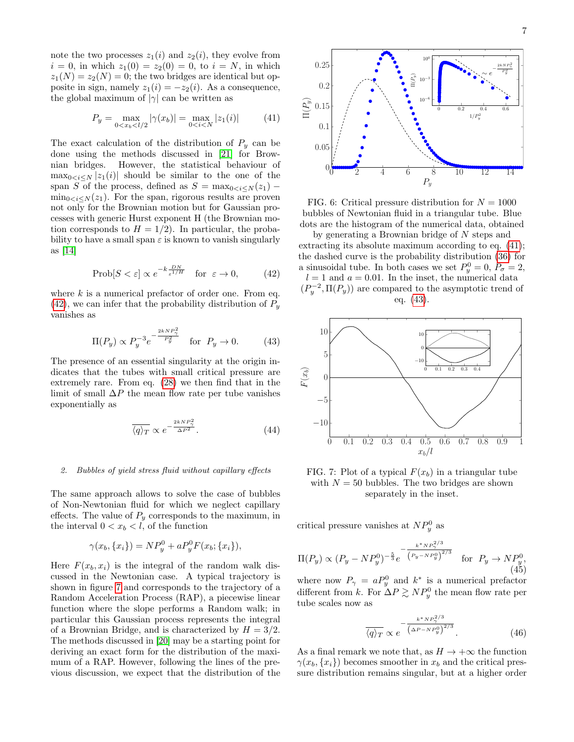note the two processes $z_1(i)$ and $z_2(i)$, they evolve from $i = 0$, in which $z_1(0) = z_2(0) = 0$, to $i = N$, in which $z_1(N) = z_2(N) = 0$; the two bridges are identical but opposite in sign, namely $z_1(i) = -z_2(i)$. As a consequence, the global maximum of $|\gamma|$ can be written as

$$P_y = \max_{0<x_b<l/2} |\gamma(x_b)| = \max_{0<i<N} |z_1(i)| \tag{41}$$

The exact calculation of the distribution of $P_y$ can be done using the methods discussed in [21] for Brownian bridges. However, the statistical behaviour of $\max_{0<i\leq N} |z_1(i)|$ should be similar to the one of the span $S$ of the process, defined as $S = \max_{0<i\leq N}(z_1) - \min_{0<i\leq N}(z_1)$. For the span, rigorous results are proven not only for the Brownian motion but for Gaussian processes with generic Hurst exponent H (the Brownian motion corresponds to $H = 1/2$). In particular, the probability to have a small span $\varepsilon$ is known to vanish singularly as [14]

$$\text{Prob}[S < \varepsilon] \propto e^{-k\frac{DN}{\varepsilon^{1/H}}} \quad \text{for} \quad \varepsilon \to 0, \tag{42}$$

where $k$ is a numerical prefactor of order one. From eq. (42), we can infer that the probability distribution of $P_y$ vanishes as

$$\Pi(P_y) \propto P_y^{-3} e^{-\frac{2kNP_\gamma^2}{P_y^2}} \quad \text{for} \quad P_y \to 0. \tag{43}$$

The presence of an essential singularity at the origin indicates that the tubes with small critical pressure are extremely rare. From eq. (28) we then find that in the limit of small $\Delta P$ the mean flow rate per tube vanishes exponentially as

$$\overline{\langle q \rangle_T} \propto e^{-\frac{2kNP_\gamma^2}{\Delta P^2}}. \tag{44}$$

### 2. Bubbles of yield stress fluid without capillary effects

The same approach allows to solve the case of bubbles of Non-Newtonian fluid for which we neglect capillary effects. The value of $P_y$ corresponds to the maximum, in the interval $0 < x_b < l$, of the function

$$\gamma(x_b, \{x_i\}) = NP_y^0 + aP_y^0 F(x_b; \{x_i\}),$$

Here $F(x_b, x_i)$ is the integral of the random walk discussed in the Newtonian case. A typical trajectory is shown in figure 7 and corresponds to the trajectory of a Random Acceleration Process (RAP), a piecewise linear function where the slope performs a Random walk; in particular this Gaussian process represents the integral of a Brownian Bridge, and is characterized by $H = 3/2$. The methods discussed in [20] may be a starting point for deriving an exact form for the distribution of the maximum of a RAP. However, following the lines of the previous discussion, we expect that the distribution of the critical pressure vanishes at $NP_y^0$ as

FIG. 6: Critical pressure distribution for $N = 1000$ bubbles of Newtonian fluid in a triangular tube. Blue dots are the histogram of the numerical data, obtained by generating a Brownian bridge of $N$ steps and extracting its absolute maximum according to eq. (41); the dashed curve is the probability distribution (36) for a sinusoidal tube. In both cases we set $P_y^0 = 0$, $P_\sigma = 2$, $l = 1$ and $a = 0.01$. In the inset, the numerical data $(P_y^{-2}, \Pi(P_y))$ are compared to the asymptotic trend of eq. (43).

FIG. 7: Plot of a typical $F(x_b)$ in a triangular tube with $N = 50$ bubbles. The two bridges are shown separately in the inset.

$$\Pi(P_y) \propto (P_y - NP_y^0)^{-\frac{5}{3}} e^{-\frac{k^* NP_\gamma^{2/3}}{\left(P_y - NP_y^0\right)^{2/3}}} \quad \text{for} \quad P_y \to NP_y^0, \tag{45}$$

where now $P_\gamma = aP_y^0$ and $k^*$ is a numerical prefactor different from $k$. For $\Delta P \gtrsim NP_y^0$ the mean flow rate per tube scales now as

$$\overline{\langle q \rangle_T} \propto e^{-\frac{k^* NP_\gamma^{2/3}}{\left(\Delta P - NP_y^0\right)^{2/3}}}. \tag{46}$$

As a final remark we note that, as $H \to +\infty$ the function $\gamma(x_b, \{x_i\})$ becomes smoother in $x_b$ and the critical pressure distribution remains singular, but at a higher order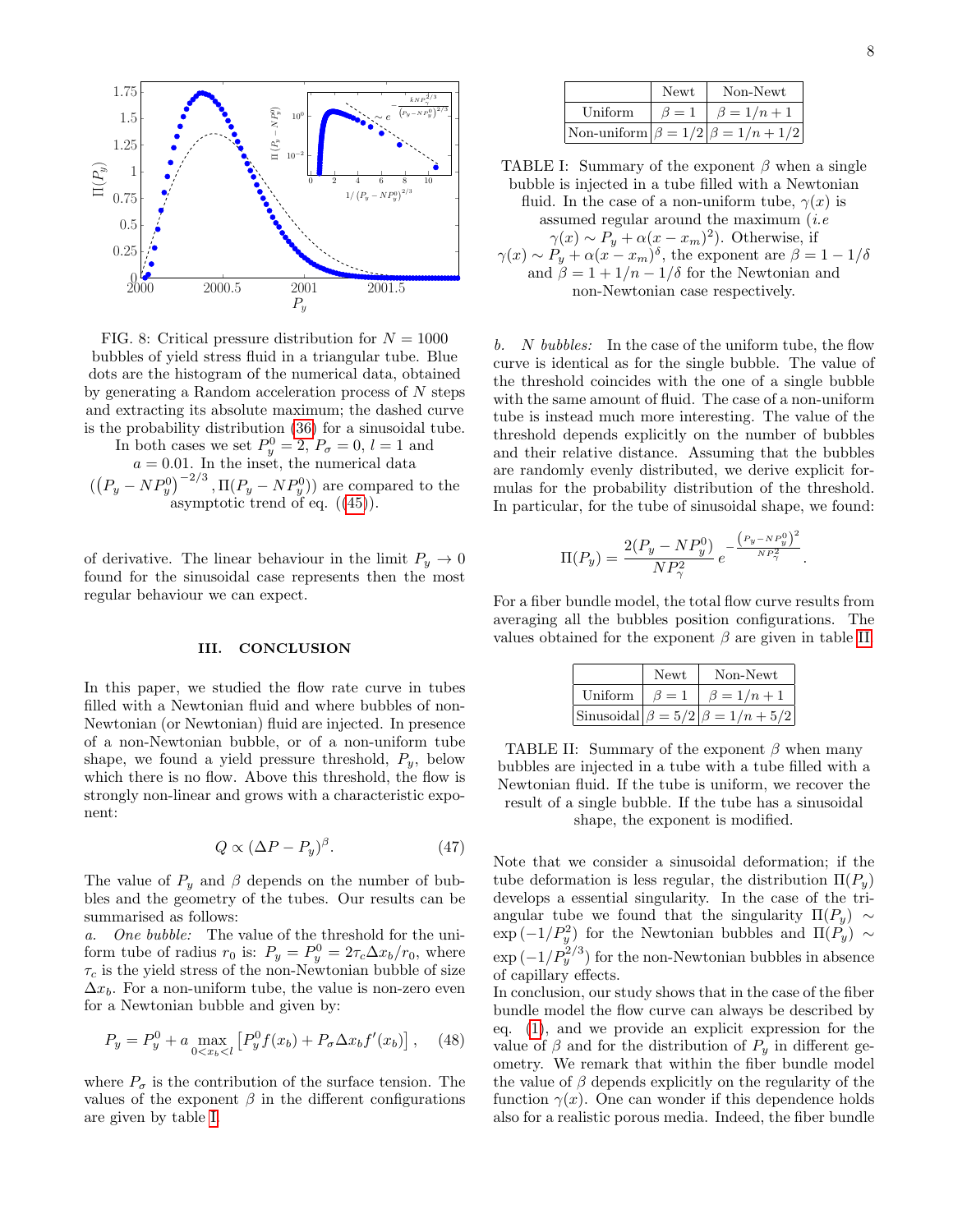FIG. 8: Critical pressure distribution for $N = 1000$ bubbles of yield stress fluid in a triangular tube. Blue dots are the histogram of the numerical data, obtained by generating a Random acceleration process of $N$ steps and extracting its absolute maximum; the dashed curve is the probability distribution (36) for a sinusoidal tube. In both cases we set $P_y^0 = 2$, $P_\sigma = 0$, $l = 1$ and $a = 0.01$. In the numerical data $\left((P_y - NP_y^0)^{-2/3}, \Pi(P_y - NP_y^0)\right)$ are compared to the asymptotic trend of eq. ((45)).

of derivative. The linear behaviour in the limit $P_y \to 0$ found for the sinusoidal case represents then the most regular behaviour we can expect.

## III. CONCLUSION

In this paper, we studied the flow rate curve in tubes filled with a Newtonian fluid and where bubbles of non-Newtonian (or Newtonian) fluid are injected. In presence of a non-Newtonian bubble, or of a non-uniform tube shape, we found a yield pressure threshold, $P_y$, below which there is no flow. Above this threshold, the flow is strongly non-linear and grows with a characteristic exponent:

$$Q \propto (\Delta P - P_y)^\beta. \tag{47}$$

The value of $P_y$ and $\beta$ depends on the number of bubbles and the geometry of the tubes. Our results can be summarised as follows:

*a. One bubble:* The value of the threshold for the uniform tube of radius $r_0$ is: $P_y = P_y^0 = 2\tau_c \Delta x_b / r_0$, where $\tau_c$ is the yield stress of the non-Newtonian bubble of size $\Delta x_b$. For a non-uniform tube, the value is non-zero even for a Newtonian bubble and given by:

$$P_y = P_y^0 + a \max_{0<x_b<l} \left[ P_y^0 f(x_b) + P_\sigma \Delta x_b f'(x_b) \right], \tag{48}$$

where $P_\sigma$ is the contribution of the surface tension. The values of the exponent $\beta$ in the different configurations are given by table I.

| | Newt | Non-Newt |
|---|---|---|
| Uniform | $\beta = 1$ | $\beta = 1/n + 1$ |
| Non-uniform | $\beta = 1/2$ | $\beta = 1/n + 1/2$ |

TABLE I: Summary of the exponent $\beta$ when a single bubble is injected in a tube filled with a Newtonian fluid. In the case of a non-uniform tube, $\gamma(x)$ is assumed regular around the maximum (*i.e* $\gamma(x) \sim P_y + \alpha(x - x_m)^2$). Otherwise, if $\gamma(x) \sim P_y + \alpha(x - x_m)^\delta$, the exponent are $\beta = 1 - 1/\delta$ and $\beta = 1 + 1/n - 1/\delta$ for the Newtonian and non-Newtonian case respectively.

*b. N bubbles:* In the case of the uniform tube, the flow curve is identical as for the single bubble. The value of the threshold coincides with the one of a single bubble with the same amount of fluid. The case of a non-uniform tube is instead much more interesting. The value of the threshold depends explicitly on the number of bubbles and their relative distance. Assuming that the bubbles are randomly evenly distributed, we derive explicit formulas for the probability distribution of the threshold. In particular, for the tube of sinusoidal shape, we found:

$$\Pi(P_y) = \frac{2(P_y - NP_y^0)}{NP_\gamma^2} e^{-\frac{\left(P_y - NP_y^0\right)^2}{NP_\gamma^2}}.$$

For a fiber bundle model, the total flow curve results from averaging all the bubbles position configurations. The values obtained for the exponent $\beta$ are given in table II.

| | Newt | Non-Newt |
|---|---|---|
| Uniform | $\beta = 1$ | $\beta = 1/n + 1$ |
| Sinusoidal | $\beta = 5/2$ | $\beta = 1/n + 5/2$ |

TABLE II: Summary of the exponent $\beta$ when many bubbles are injected in a tube with a tube filled with a Newtonian fluid. If the tube is uniform, we recover the result of a single bubble. If the tube has a sinusoidal shape, the exponent is modified.

Note that we consider a sinusoidal deformation; if the tube deformation is less regular, the distribution $\Pi(P_y)$ develops a essential singularity. In the case of the triangular tube we found that the singularity $\Pi(P_y) \sim \exp\left(-1/P_y^2\right)$ for the Newtonian bubbles and $\Pi(P_y) \sim \exp\left(-1/P_y^{2/3}\right)$ for the non-Newtonian bubbles in absence of capillary effects.

In conclusion, our study shows that in the case of the fiber bundle model the flow curve can always be described by eq. (1), and we provide an explicit expression for the value of $\beta$ and for the distribution of $P_y$ in different geometry. We remark that within the fiber bundle model the value of $\beta$ depends explicitly on the regularity of the function $\gamma(x)$. One can wonder if this dependence holds also for a realistic porous media. Indeed, the fiber bundle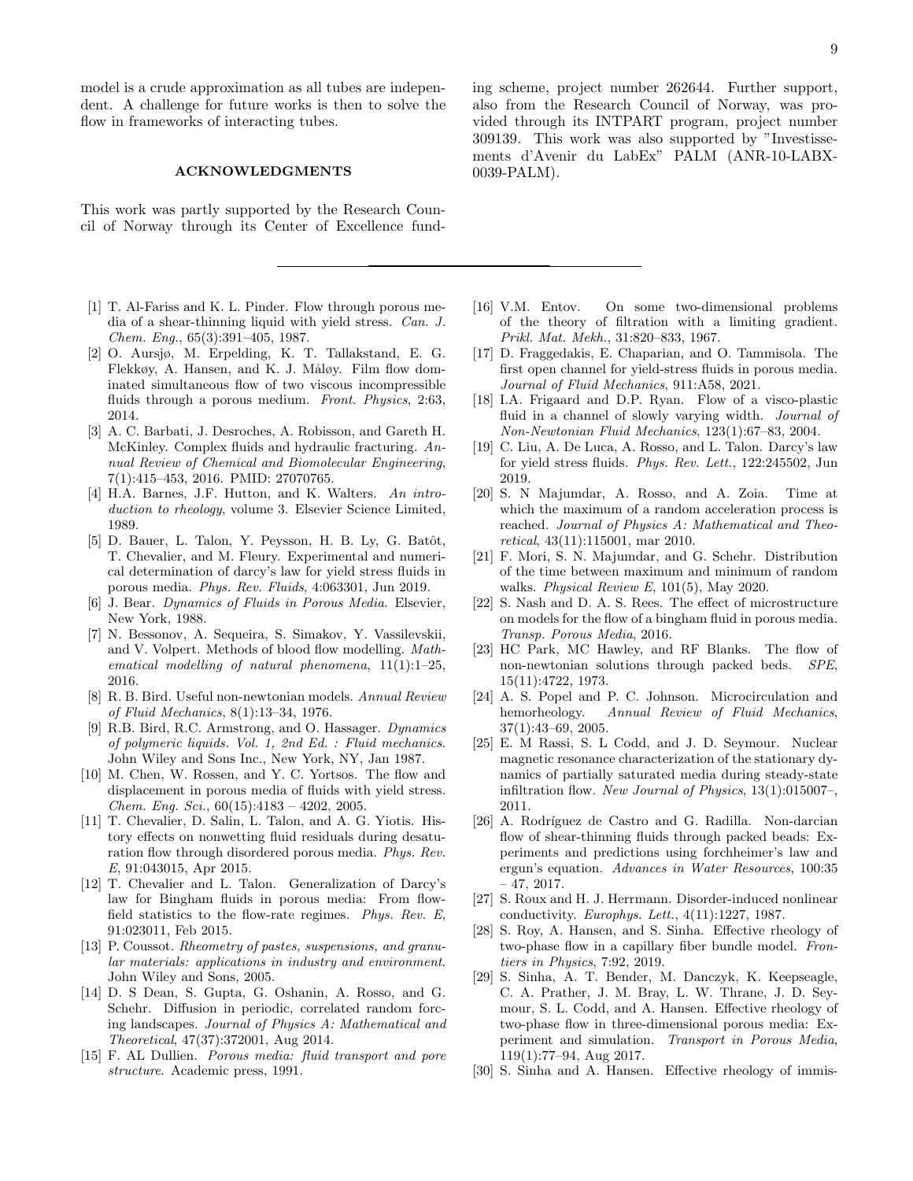model is a crude approximation as all tubes are independent. A challenge for future works is then to solve the flow in frameworks of interacting tubes.

## ACKNOWLEDGMENTS

This work was partly supported by the Research Council of Norway through its Center of Excellence funding scheme, project number 262644. Further support, also from the Research Council of Norway, was provided through its INTPART program, project number 309139. This work was also supported by "Investissements d'Avenir du LabEx" PALM (ANR-10-LABX-0039-PALM).

---

[1] T. Al-Fariss and K. L. Pinder. Flow through porous media of a shear-thinning liquid with yield stress. *Can. J. Chem. Eng.*, 65(3):391–405, 1987.

[2] O. Aursjø, M. Erpelding, K. T. Tallakstand, E. G. Flekkøy, A. Hansen, and K. J. Måløy. Film flow dominated simultaneous flow of two viscous incompressible fluids through a porous medium. *Front. Physics*, 2:63, 2014.

[3] A. C. Barbati, J. Desroches, A. Robisson, and Gareth H. McKinley. Complex fluids and hydraulic fracturing. *Annual Review of Chemical and Biomolecular Engineering*, 7(1):415–453, 2016. PMID: 27070765.

[4] H.A. Barnes, J.F. Hutton, and K. Walters. *An introduction to rheology*, volume 3. Elsevier Science Limited, 1989.

[5] D. Bauer, L. Talon, Y. Peysson, H. B. Ly, G. Batôt, T. Chevalier, and M. Fleury. Experimental and numerical determination of darcy's law for yield stress fluids in porous media. *Phys. Rev. Fluids*, 4:063301, Jun 2019.

[6] J. Bear. *Dynamics of Fluids in Porous Media*. Elsevier, New York, 1988.

[7] N. Bessonov, A. Sequeira, S. Simakov, Y. Vassilevskii, and V. Volpert. Methods of blood flow modelling. *Mathematical modelling of natural phenomena*, 11(1):1–25, 2016.

[8] R. B. Bird. Useful non-newtonian models. *Annual Review of Fluid Mechanics*, 8(1):13–34, 1976.

[9] R.B. Bird, R.C. Armstrong, and O. Hassager. *Dynamics of polymeric liquids. Vol. 1, 2nd Ed. : Fluid mechanics*. John Wiley and Sons Inc., New York, NY, Jan 1987.

[10] M. Chen, W. Rossen, and Y. C. Yortsos. The flow and displacement in porous media of fluids with yield stress. *Chem. Eng. Sci.*, 60(15):4183 – 4202, 2005.

[11] T. Chevalier, D. Salin, L. Talon, and A. G. Yiotis. History effects on nonwetting fluid residuals during desaturation flow through disordered porous media. *Phys. Rev. E*, 91:043015, Apr 2015.

[12] T. Chevalier and L. Talon. Generalization of Darcy's law for Bingham fluids in porous media: From flow-field statistics to the flow-rate regimes. *Phys. Rev. E*, 91:023011, Feb 2015.

[13] P. Coussot. *Rheometry of pastes, suspensions, and granular materials: applications in industry and environment.* John Wiley and Sons, 2005.

[14] D. S Dean, S. Gupta, G. Oshanin, A. Rosso, and G. Schehr. Diffusion in periodic, correlated random forcing landscapes. *Journal of Physics A: Mathematical and Theoretical*, 47(37):372001, Aug 2014.

[15] F. AL Dullien. *Porous media: fluid transport and pore structure*. Academic press, 1991.

[16] V.M. Entov. On some two-dimensional problems of the theory of filtration with a limiting gradient. *Prikl. Mat. Mekh.*, 31:820–833, 1967.

[17] D. Fraggedakis, E. Chaparian, and O. Tammisola. The first open channel for yield-stress fluids in porous media. *Journal of Fluid Mechanics*, 911:A58, 2021.

[18] I.A. Frigaard and D.P. Ryan. Flow of a visco-plastic fluid in a channel of slowly varying width. *Journal of Non-Newtonian Fluid Mechanics*, 123(1):67–83, 2004.

[19] C. Liu, A. De Luca, A. Rosso, and L. Talon. Darcy's law for yield stress fluids. *Phys. Rev. Lett.*, 122:245502, Jun 2019.

[20] S. N Majumdar, A. Rosso, and A. Zoia. Time at which the maximum of a random acceleration process is reached. *Journal of Physics A: Mathematical and Theoretical*, 43(11):115001, mar 2010.

[21] F. Mori, S. N. Majumdar, and G. Schehr. Distribution of the time between maximum and minimum of random walks. *Physical Review E*, 101(5), May 2020.

[22] S. Nash and D. A. S. Rees. The effect of microstructure on models for the flow of a bingham fluid in porous media. *Transp. Porous Media*, 2016.

[23] HC Park, MC Hawley, and RF Blanks. The flow of non-newtonian solutions through packed beds. *SPE*, 15(11):4722, 1973.

[24] A. S. Popel and P. C. Johnson. Microcirculation and hemorheology. *Annual Review of Fluid Mechanics*, 37(1):43–69, 2005.

[25] E. M Rassi, S. L Codd, and J. D. Seymour. Nuclear magnetic resonance characterization of the stationary dynamics of partially saturated media during steady-state infiltration flow. *New Journal of Physics*, 13(1):015007–, 2011.

[26] A. Rodríguez de Castro and G. Radilla. Non-darcian flow of shear-thinning fluids through packed beads: Experiments and predictions using forchheimer's law and ergun's equation. *Advances in Water Resources*, 100:35 – 47, 2017.

[27] S. Roux and H. J. Herrmann. Disorder-induced nonlinear conductivity. *Europhys. Lett.*, 4(11):1227, 1987.

[28] S. Roy, A. Hansen, and S. Sinha. Effective rheology of two-phase flow in a capillary fiber bundle model. *Frontiers in Physics*, 7:92, 2019.

[29] S. Sinha, A. T. Bender, M. Danczyk, K. Keepseagle, C. A. Prather, J. M. Bray, L. W. Thrane, J. D. Seymour, S. L. Codd, and A. Hansen. Effective rheology of two-phase flow in three-dimensional porous media: Experiment and simulation. *Transport in Porous Media*, 119(1):77–94, Aug 2017.

[30] S. Sinha and A. Hansen. Effective rheology of immis-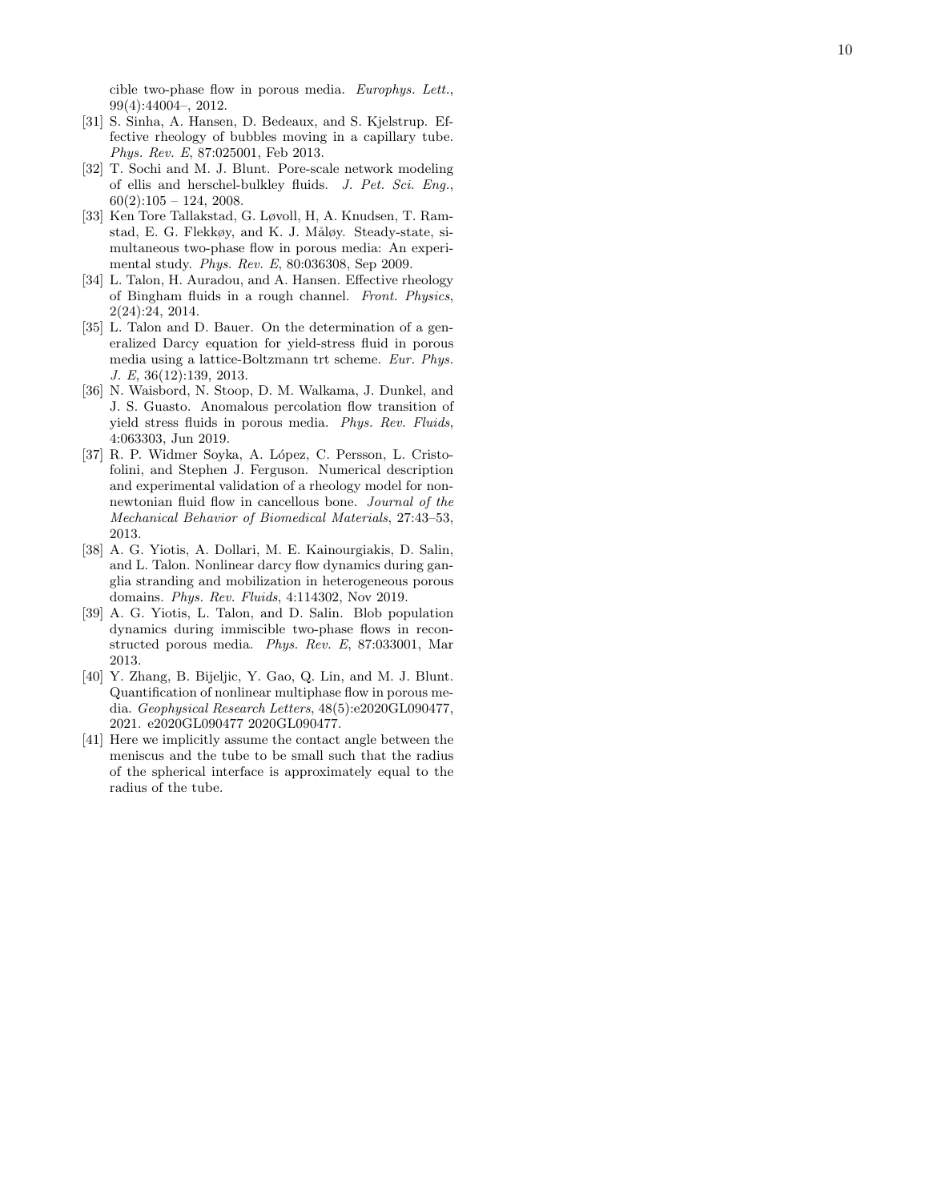cible two-phase flow in porous media. *Europhys. Lett.*, 99(4):44004–, 2012.

[31] S. Sinha, A. Hansen, D. Bedeaux, and S. Kjelstrup. Effective rheology of bubbles moving in a capillary tube. *Phys. Rev. E*, 87:025001, Feb 2013.

[32] T. Sochi and M. J. Blunt. Pore-scale network modeling of ellis and herschel-bulkley fluids. *J. Pet. Sci. Eng.*, 60(2):105 – 124, 2008.

[33] Ken Tore Tallakstad, G. Løvoll, H, A. Knudsen, T. Ramstad, E. G. Flekkøy, and K. J. Måløy. Steady-state, simultaneous two-phase flow in porous media: An experimental study. *Phys. Rev. E*, 80:036308, Sep 2009.

[34] L. Talon, H. Auradou, and A. Hansen. Effective rheology of Bingham fluids in a rough channel. *Front. Physics*, 2(24):24, 2014.

[35] L. Talon and D. Bauer. On the determination of a generalized Darcy equation for yield-stress fluid in porous media using a lattice-Boltzmann trt scheme. *Eur. Phys. J. E*, 36(12):139, 2013.

[36] N. Waisbord, N. Stoop, D. M. Walkama, J. Dunkel, and J. S. Guasto. Anomalous percolation flow transition of yield stress fluids in porous media. *Phys. Rev. Fluids*, 4:063303, Jun 2019.

[37] R. P. Widmer Soyka, A. López, C. Persson, L. Cristofolini, and Stephen J. Ferguson. Numerical description and experimental validation of a rheology model for non-newtonian fluid flow in cancellous bone. *Journal of the Mechanical Behavior of Biomedical Materials*, 27:43–53, 2013.

[38] A. G. Yiotis, A. Dollari, M. E. Kainourgiakis, D. Salin, and L. Talon. Nonlinear darcy flow dynamics during ganglia stranding and mobilization in heterogeneous porous domains. *Phys. Rev. Fluids*, 4:114302, Nov 2019.

[39] A. G. Yiotis, L. Talon, and D. Salin. Blob population dynamics during immiscible two-phase flows in reconstructed porous media. *Phys. Rev. E*, 87:033001, Mar 2013.

[40] Y. Zhang, B. Bijeljic, Y. Gao, Q. Lin, and M. J. Blunt. Quantification of nonlinear multiphase flow in porous media. *Geophysical Research Letters*, 48(5):e2020GL090477, 2021. e2020GL090477 2020GL090477.

[41] Here we implicitly assume the contact angle between the meniscus and the tube to be small such that the radius of the spherical interface is approximately equal to the radius of the tube.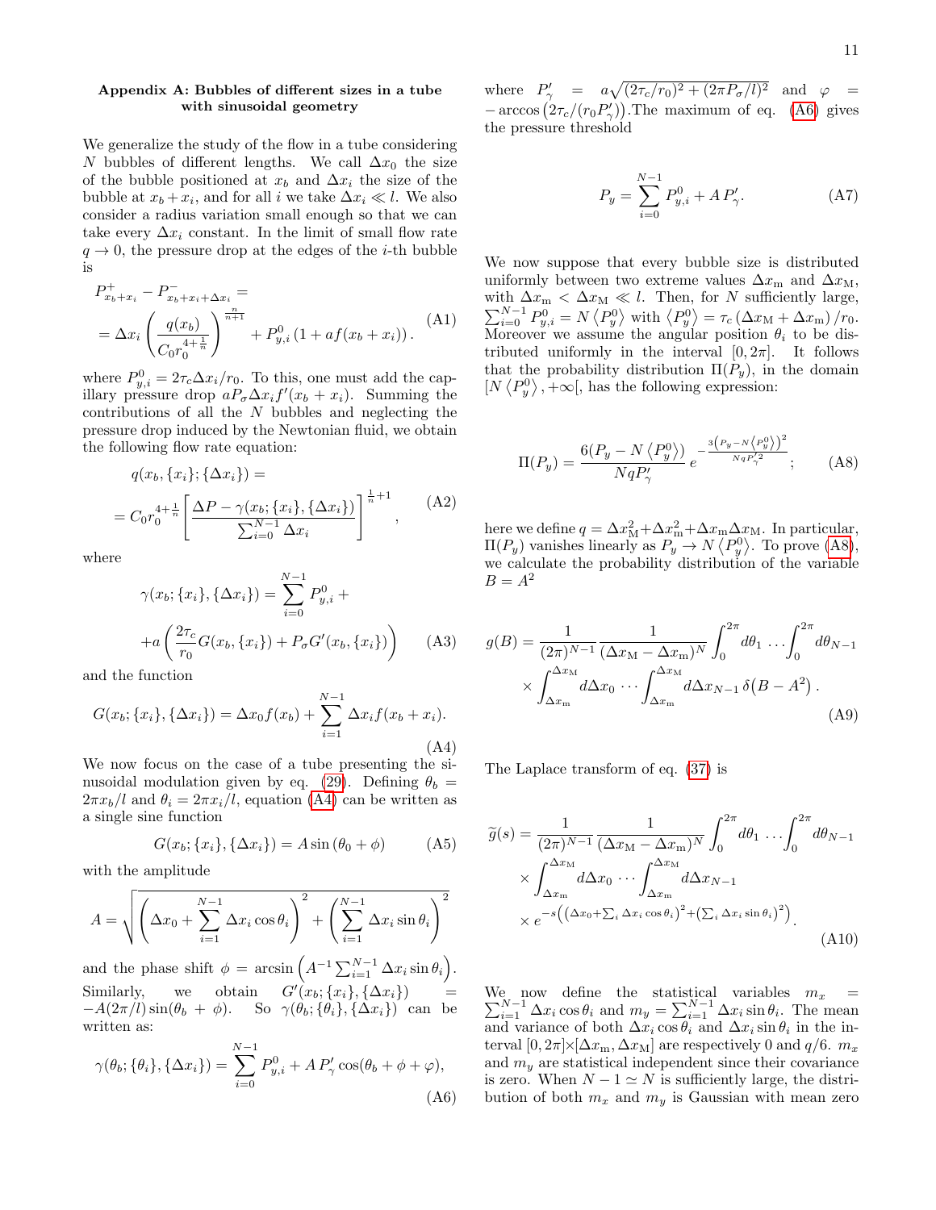### Appendix A: Bubbles of different sizes in a tube with sinusoidal geometry

We generalize the study of the flow in a tube considering $N$ bubbles of different lengths. We call $\Delta x_0$ the size of the bubble positioned at $x_b$ and $\Delta x_i$ the size of the bubble at $x_b + x_i$, and for all $i$ we take $\Delta x_i \ll l$. We also consider a radius variation small enough so that we can take every $\Delta x_i$ constant. In the limit of small flow rate $q \to 0$, the pressure drop at the edges of the $i$-th bubble is

$$
\begin{aligned}
&P^{+}_{x_b+x_i} - P^{-}_{x_b+x_i+\Delta x_i} = \\
&= \Delta x_i \left( \frac{q(x_b)}{C_0 r_0^{4+\frac{1}{n}}} \right)^{\frac{n}{n+1}} + P^0_{y,i}\left(1 + a f(x_b + x_i)\right).
\end{aligned} \tag{A1}
$$

where $P^0_{y,i} = 2\tau_c \Delta x_i / r_0$. To this, one must add the capillary pressure drop $a P_\sigma \Delta x_i f'(x_b + x_i)$. Summing the contributions of all the $N$ bubbles and neglecting the pressure drop induced by the Newtonian fluid, we obtain the following flow rate equation:

$$
\begin{aligned}
&q(x_b, \{x_i\}; \{\Delta x_i\}) = \\
&= C_0 r_0^{4+\frac{1}{n}} \left[ \frac{\Delta P - \gamma(x_b; \{x_i\}, \{\Delta x_i\})}{\sum_{i=0}^{N-1} \Delta x_i} \right]^{\frac{1}{n}+1},
\end{aligned} \tag{A2}
$$

where

$$
\begin{aligned}
&\gamma(x_b; \{x_i\}, \{\Delta x_i\}) = \sum_{i=0}^{N-1} P^0_{y,i} + \\
&+ a \left( \frac{2\tau_c}{r_0} G(x_b, \{x_i\}) + P_\sigma G'(x_b, \{x_i\}) \right)
\end{aligned} \tag{A3}
$$

and the function

$$
G(x_b; \{x_i\}, \{\Delta x_i\}) = \Delta x_0 f(x_b) + \sum_{i=1}^{N-1} \Delta x_i f(x_b + x_i). \tag{A4}
$$

We now focus on the case of a tube presenting the sinusoidal modulation given by eq. (29). Defining $\theta_b = 2\pi x_b / l$ and $\theta_i = 2\pi x_i / l$, equation (A4) can be written as a single sine function

$$
G(x_b; \{x_i\}, \{\Delta x_i\}) = A \sin(\theta_0 + \phi) \tag{A5}
$$

with the amplitude

$$
A = \sqrt{\left( \Delta x_0 + \sum_{i=1}^{N-1} \Delta x_i \cos\theta_i \right)^2 + \left( \sum_{i=1}^{N-1} \Delta x_i \sin\theta_i \right)^2}
$$

and the phase shift $\phi = \arcsin\left( A^{-1} \sum_{i=1}^{N-1} \Delta x_i \sin\theta_i \right)$. Similarly, we obtain $G'(x_b; \{x_i\}, \{\Delta x_i\}) = -A(2\pi/l)\sin(\theta_b + \phi)$. So $\gamma(\theta_b; \{\theta_i\}, \{\Delta x_i\})$ can be written as:

$$
\gamma(\theta_b; \{\theta_i\}, \{\Delta x_i\}) = \sum_{i=0}^{N-1} P^0_{y,i} + A\, P'_\gamma \cos(\theta_b + \phi + \varphi), \tag{A6}
$$

where $P'_\gamma = a\sqrt{(2\tau_c/r_0)^2 + (2\pi P_\sigma / l)^2}$ and $\varphi = -\arccos\left(2\tau_c/(r_0 P'_\gamma)\right)$. The maximum of eq. (A6) gives the pressure threshold

$$
P_y = \sum_{i=0}^{N-1} P^0_{y,i} + A\, P'_\gamma. \tag{A7}
$$

We now suppose that every bubble size is distributed uniformly between two extreme values $\Delta x_\mathrm{m}$ and $\Delta x_\mathrm{M}$, with $\Delta x_\mathrm{m} < \Delta x_\mathrm{M} \ll l$. Then, for $N$ sufficiently large, $\sum_{i=0}^{N-1} P^0_{y,i} = N \left\langle P^0_y \right\rangle$ with $\left\langle P^0_y \right\rangle = \tau_c \left(\Delta x_\mathrm{M} + \Delta x_\mathrm{m}\right)/r_0$. Moreover we assume the angular position $\theta_i$ to be distributed uniformly in the interval $[0, 2\pi]$. It follows that the probability distribution $\Pi(P_y)$, in the domain $[N\left\langle P^0_y \right\rangle, +\infty[$, has the following expression:

$$
\Pi(P_y) = \frac{6(P_y - N\left\langle P^0_y \right\rangle)}{N q P'_\gamma} \, e^{-\frac{3\left(P_y - N\left\langle P^0_y \right\rangle\right)^2}{N q P'^2_\gamma}}; \tag{A8}
$$

here we define $q = \Delta x_\mathrm{M}^2 + \Delta x_\mathrm{m}^2 + \Delta x_\mathrm{m} \Delta x_\mathrm{M}$. In particular, $\Pi(P_y)$ vanishes linearly as $P_y \to N\left\langle P^0_y \right\rangle$. To prove (A8), we calculate the probability distribution of the variable $B = A^2$

$$
\begin{aligned}
g(B) = &\frac{1}{(2\pi)^{N-1}} \frac{1}{(\Delta x_\mathrm{M} - \Delta x_\mathrm{m})^N} \int_0^{2\pi} d\theta_1 \ldots \int_0^{2\pi} d\theta_{N-1} \\
&\times \int_{\Delta x_\mathrm{m}}^{\Delta x_\mathrm{M}} d\Delta x_0 \cdots \int_{\Delta x_\mathrm{m}}^{\Delta x_\mathrm{M}} d\Delta x_{N-1} \, \delta\left(B - A^2\right).
\end{aligned} \tag{A9}
$$

The Laplace transform of eq. (37) is

$$
\begin{aligned}
\widetilde{g}(s) = &\frac{1}{(2\pi)^{N-1}} \frac{1}{(\Delta x_\mathrm{M} - \Delta x_\mathrm{m})^N} \int_0^{2\pi} d\theta_1 \ldots \int_0^{2\pi} d\theta_{N-1} \\
&\times \int_{\Delta x_\mathrm{m}}^{\Delta x_\mathrm{M}} d\Delta x_0 \cdots \int_{\Delta x_\mathrm{m}}^{\Delta x_\mathrm{M}} d\Delta x_{N-1} \\
&\times e^{-s\left(\left(\Delta x_0 + \sum_i \Delta x_i \cos\theta_i\right)^2 + \left(\sum_i \Delta x_i \sin\theta_i\right)^2\right)}.
\end{aligned} \tag{A10}
$$

We now define the statistical variables $m_x = \sum_{i=1}^{N-1} \Delta x_i \cos\theta_i$ and $m_y = \sum_{i=1}^{N-1} \Delta x_i \sin\theta_i$. The mean and variance of both $\Delta x_i \cos\theta_i$ and $\Delta x_i \sin\theta_i$ in the interval $[0, 2\pi] \times [\Delta x_\mathrm{m}, \Delta x_\mathrm{M}]$ are respectively 0 and $q/6$. $m_x$ and $m_y$ are statistical independent since their covariance is zero. When $N - 1 \simeq N$ is sufficiently large, the distribution of both $m_x$ and $m_y$ is Gaussian with mean zero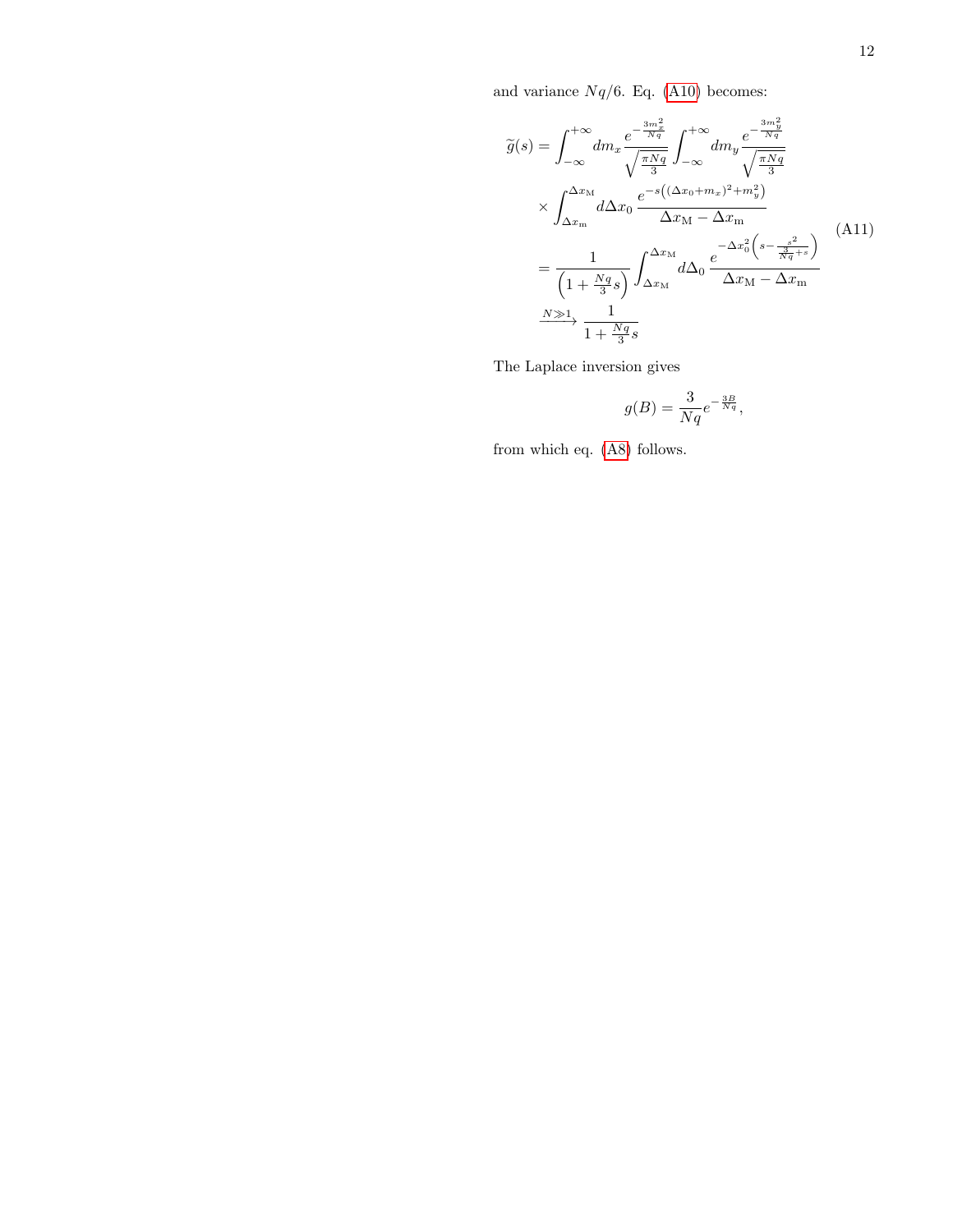and variance $Nq/6$. Eq. (A10) becomes:

$$
\begin{aligned}
\widetilde{g}(s) &= \int_{-\infty}^{+\infty} dm_x \frac{e^{-\frac{3m_x^2}{Nq}}}{\sqrt{\frac{\pi Nq}{3}}} \int_{-\infty}^{+\infty} dm_y \frac{e^{-\frac{3m_y^2}{Nq}}}{\sqrt{\frac{\pi Nq}{3}}} \\
&\times \int_{\Delta x_{\mathrm{m}}}^{\Delta x_{\mathrm{M}}} d\Delta x_0 \, \frac{e^{-s\left((\Delta x_0 + m_x)^2 + m_y^2\right)}}{\Delta x_{\mathrm{M}} - \Delta x_{\mathrm{m}}} \\
&= \frac{1}{\left(1 + \frac{Nq}{3}s\right)} \int_{\Delta x_{\mathrm{M}}}^{\Delta x_{\mathrm{M}}} d\Delta_0 \, \frac{e^{-\Delta x_0^2 \left(s - \frac{s^2}{\frac{3}{Nq}+s}\right)}}{\Delta x_{\mathrm{M}} - \Delta x_{\mathrm{m}}} \\
&\xrightarrow{N \gg 1} \frac{1}{1 + \frac{Nq}{3}s}
\end{aligned}
\tag{A11}
$$

The Laplace inversion gives

$$
g(B) = \frac{3}{Nq} e^{-\frac{3B}{Nq}},
$$

from which eq. (A8) follows.